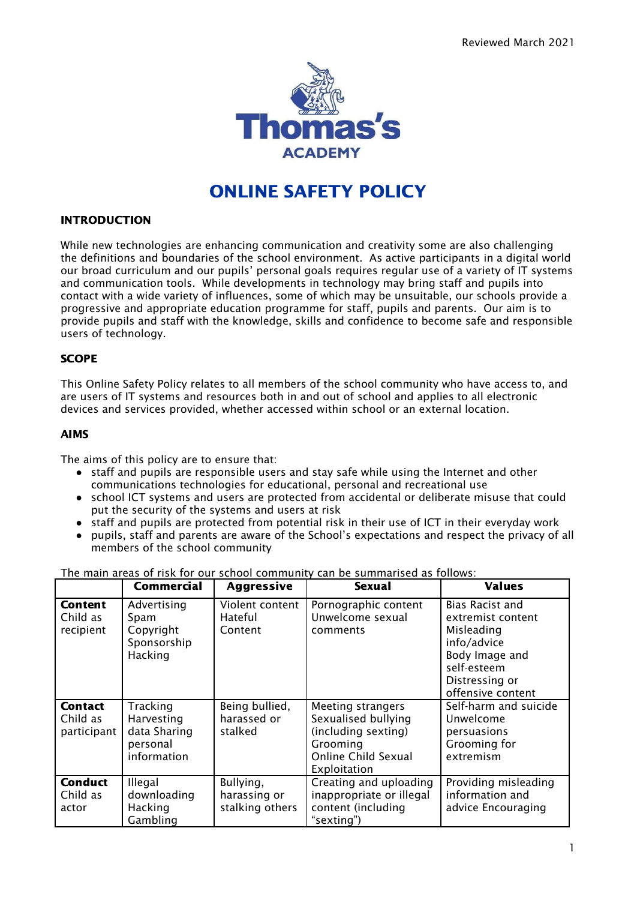Reviewed March 2021

Thomas's ACADEMY

# ONLINE SAFETY POLICY

## INTRODUCTION

While new technologies are enhancing communication and creativity some are also challenging the definitions and boundaries of the school environment. As active participants in a digital world our broad curriculum and our pupils' personal goals requires regular use of a variety of IT systems and communication tools. While developments in technology may bring staff and pupils into contact with a wide variety of influences, some of which may be unsuitable, our schools provide a progressive and appropriate education programme for staff, pupils and parents. Our aim is to provide pupils and staff with the knowledge, skills and confidence to become safe and responsible users of technology.

## SCOPE

This Online Safety Policy relates to all members of the school community who have access to, and are users of IT systems and resources both in and out of school and applies to all electronic devices and services provided, whether accessed within school or an external location.

## AIMS

The aims of this policy are to ensure that:

- staff and pupils are responsible users and stay safe while using the Internet and other communications technologies for educational, personal and recreational use
- school ICT systems and users are protected from accidental or deliberate misuse that could put the security of the systems and users at risk
- staff and pupils are protected from potential risk in their use of ICT in their everyday work
- pupils, staff and parents are aware of the School's expectations and respect the privacy of all members of the school community

The main areas of risk for our school community can be summarised as follows:

| | **Commercial** | **Aggressive** | **Sexual** | **Values** |
|---|---|---|---|---|
| **Content** Child as recipient | Advertising Spam Copyright Sponsorship Hacking | Violent content Hateful Content | Pornographic content Unwelcome sexual comments | Bias Racist and extremist content Misleading info/advice Body Image and self-esteem Distressing or offensive content |
| **Contact** Child as participant | Tracking Harvesting data Sharing personal information | Being bullied, harassed or stalked | Meeting strangers Sexualised bullying (including sexting) Grooming Online Child Sexual Exploitation | Self-harm and suicide Unwelcome persuasions Grooming for extremism |
| **Conduct** Child as actor | Illegal downloading Hacking Gambling | Bullying, harassing or stalking others | Creating and uploading inappropriate or illegal content (including "sexting") | Providing misleading information and advice Encouraging |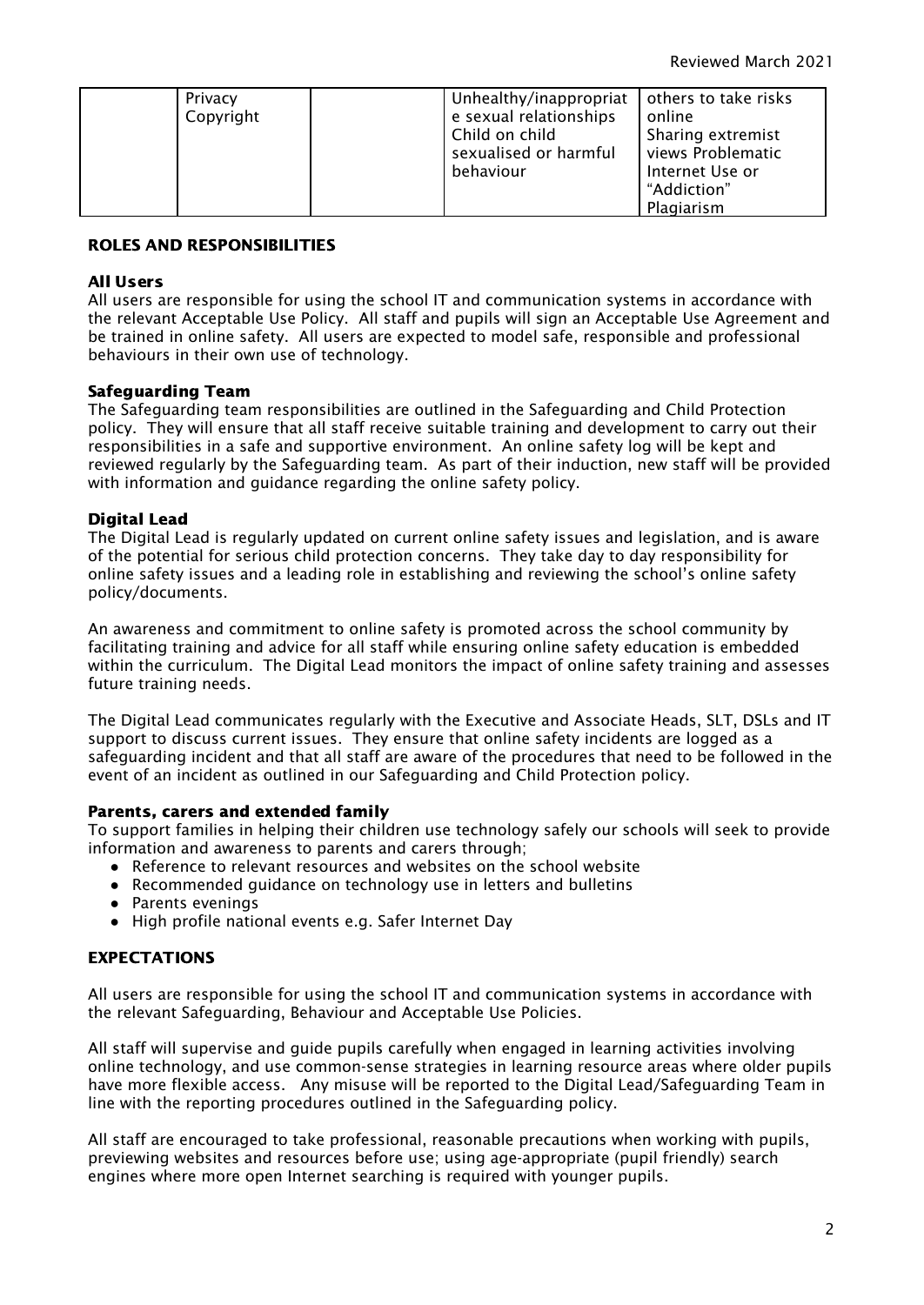| | | | | |
|---|---|---|---|---|
| | Privacy<br>Copyright | | Unhealthy/inappropriate sexual relationships<br>Child on child sexualised or harmful behaviour | others to take risks online<br>Sharing extremist views Problematic Internet Use or "Addiction"<br>Plagiarism |

## ROLES AND RESPONSIBILITIES

### All Users

All users are responsible for using the school IT and communication systems in accordance with the relevant Acceptable Use Policy. All staff and pupils will sign an Acceptable Use Agreement and be trained in online safety. All users are expected to model safe, responsible and professional behaviours in their own use of technology.

### Safeguarding Team

The Safeguarding team responsibilities are outlined in the Safeguarding and Child Protection policy. They will ensure that all staff receive suitable training and development to carry out their responsibilities in a safe and supportive environment. An online safety log will be kept and reviewed regularly by the Safeguarding team. As part of their induction, new staff will be provided with information and guidance regarding the online safety policy.

### Digital Lead

The Digital Lead is regularly updated on current online safety issues and legislation, and is aware of the potential for serious child protection concerns. They take day to day responsibility for online safety issues and a leading role in establishing and reviewing the school's online safety policy/documents.

An awareness and commitment to online safety is promoted across the school community by facilitating training and advice for all staff while ensuring online safety education is embedded within the curriculum. The Digital Lead monitors the impact of online safety training and assesses future training needs.

The Digital Lead communicates regularly with the Executive and Associate Heads, SLT, DSLs and IT support to discuss current issues. They ensure that online safety incidents are logged as a safeguarding incident and that all staff are aware of the procedures that need to be followed in the event of an incident as outlined in our Safeguarding and Child Protection policy.

### Parents, carers and extended family

To support families in helping their children use technology safely our schools will seek to provide information and awareness to parents and carers through;

- Reference to relevant resources and websites on the school website
- Recommended guidance on technology use in letters and bulletins
- Parents evenings
- High profile national events e.g. Safer Internet Day

## EXPECTATIONS

All users are responsible for using the school IT and communication systems in accordance with the relevant Safeguarding, Behaviour and Acceptable Use Policies.

All staff will supervise and guide pupils carefully when engaged in learning activities involving online technology, and use common-sense strategies in learning resource areas where older pupils have more flexible access. Any misuse will be reported to the Digital Lead/Safeguarding Team in line with the reporting procedures outlined in the Safeguarding policy.

All staff are encouraged to take professional, reasonable precautions when working with pupils, previewing websites and resources before use; using age-appropriate (pupil friendly) search engines where more open Internet searching is required with younger pupils.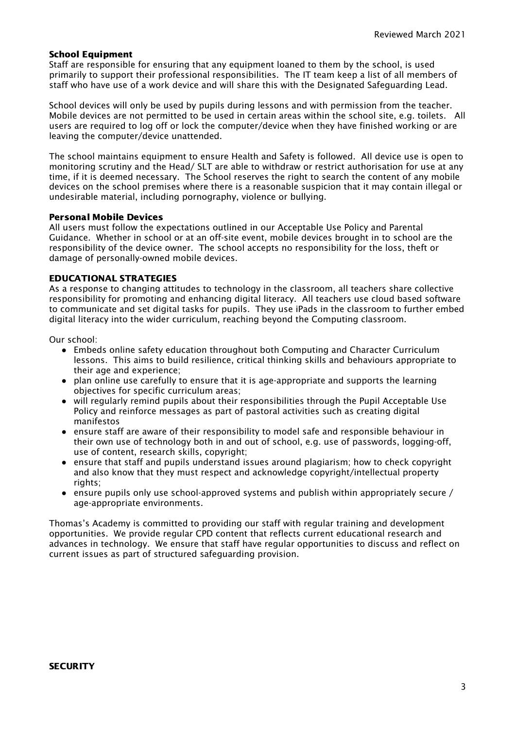### School Equipment

Staff are responsible for ensuring that any equipment loaned to them by the school, is used primarily to support their professional responsibilities. The IT team keep a list of all members of staff who have use of a work device and will share this with the Designated Safeguarding Lead.

School devices will only be used by pupils during lessons and with permission from the teacher. Mobile devices are not permitted to be used in certain areas within the school site, e.g. toilets. All users are required to log off or lock the computer/device when they have finished working or are leaving the computer/device unattended.

The school maintains equipment to ensure Health and Safety is followed. All device use is open to monitoring scrutiny and the Head/ SLT are able to withdraw or restrict authorisation for use at any time, if it is deemed necessary. The School reserves the right to search the content of any mobile devices on the school premises where there is a reasonable suspicion that it may contain illegal or undesirable material, including pornography, violence or bullying.

### Personal Mobile Devices

All users must follow the expectations outlined in our Acceptable Use Policy and Parental Guidance. Whether in school or at an off-site event, mobile devices brought in to school are the responsibility of the device owner. The school accepts no responsibility for the loss, theft or damage of personally-owned mobile devices.

## EDUCATIONAL STRATEGIES

As a response to changing attitudes to technology in the classroom, all teachers share collective responsibility for promoting and enhancing digital literacy. All teachers use cloud based software to communicate and set digital tasks for pupils. They use iPads in the classroom to further embed digital literacy into the wider curriculum, reaching beyond the Computing classroom.

Our school:

- Embeds online safety education throughout both Computing and Character Curriculum lessons. This aims to build resilience, critical thinking skills and behaviours appropriate to their age and experience;
- plan online use carefully to ensure that it is age-appropriate and supports the learning objectives for specific curriculum areas;
- will regularly remind pupils about their responsibilities through the Pupil Acceptable Use Policy and reinforce messages as part of pastoral activities such as creating digital manifestos
- ensure staff are aware of their responsibility to model safe and responsible behaviour in their own use of technology both in and out of school, e.g. use of passwords, logging-off, use of content, research skills, copyright;
- ensure that staff and pupils understand issues around plagiarism; how to check copyright and also know that they must respect and acknowledge copyright/intellectual property rights;
- ensure pupils only use school-approved systems and publish within appropriately secure / age-appropriate environments.

Thomas's Academy is committed to providing our staff with regular training and development opportunities. We provide regular CPD content that reflects current educational research and advances in technology. We ensure that staff have regular opportunities to discuss and reflect on current issues as part of structured safeguarding provision.

## SECURITY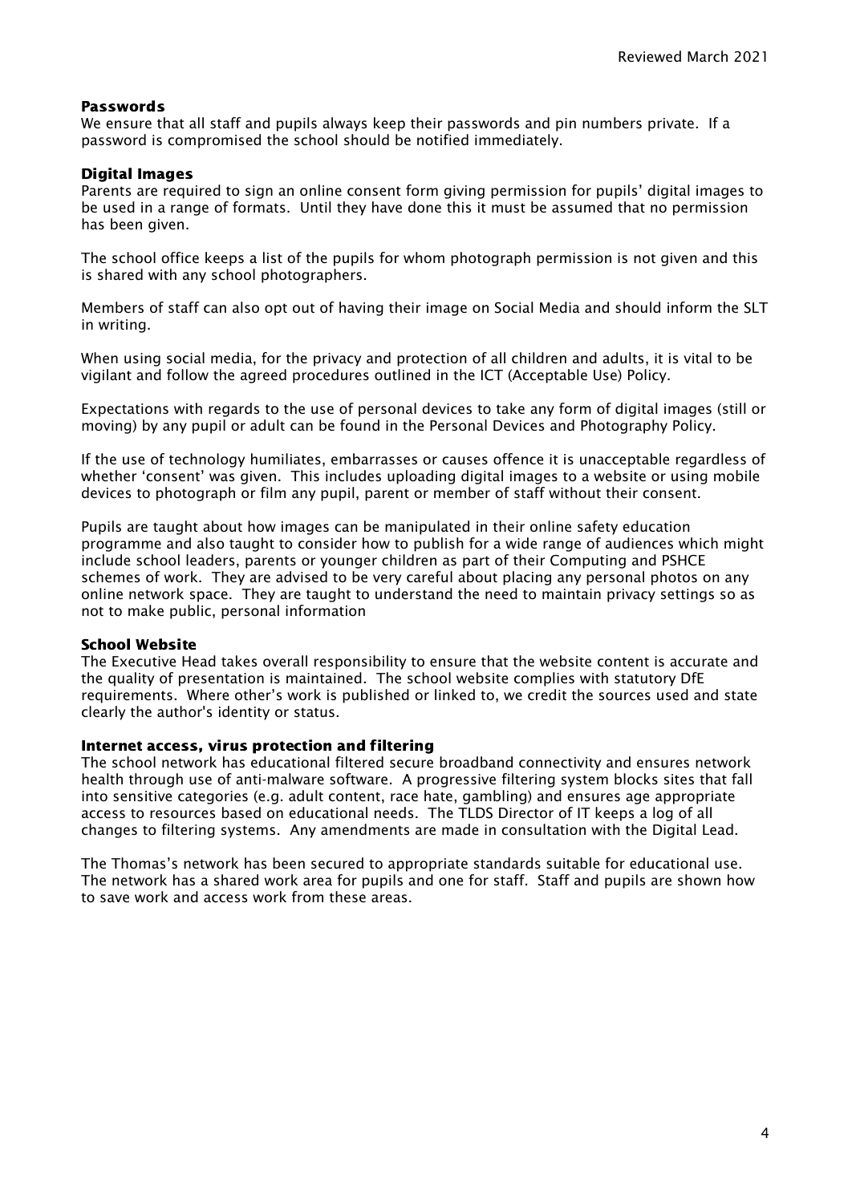**Passwords**

We ensure that all staff and pupils always keep their passwords and pin numbers private. If a password is compromised the school should be notified immediately.

**Digital Images**

Parents are required to sign an online consent form giving permission for pupils' digital images to be used in a range of formats. Until they have done this it must be assumed that no permission has been given.

The school office keeps a list of the pupils for whom photograph permission is not given and this is shared with any school photographers.

Members of staff can also opt out of having their image on Social Media and should inform the SLT in writing.

When using social media, for the privacy and protection of all children and adults, it is vital to be vigilant and follow the agreed procedures outlined in the ICT (Acceptable Use) Policy.

Expectations with regards to the use of personal devices to take any form of digital images (still or moving) by any pupil or adult can be found in the Personal Devices and Photography Policy.

If the use of technology humiliates, embarrasses or causes offence it is unacceptable regardless of whether 'consent' was given. This includes uploading digital images to a website or using mobile devices to photograph or film any pupil, parent or member of staff without their consent.

Pupils are taught about how images can be manipulated in their online safety education programme and also taught to consider how to publish for a wide range of audiences which might include school leaders, parents or younger children as part of their Computing and PSHCE schemes of work. They are advised to be very careful about placing any personal photos on any online network space. They are taught to understand the need to maintain privacy settings so as not to make public, personal information

**School Website**

The Executive Head takes overall responsibility to ensure that the website content is accurate and the quality of presentation is maintained. The school website complies with statutory DfE requirements. Where other's work is published or linked to, we credit the sources used and state clearly the author's identity or status.

**Internet access, virus protection and filtering**

The school network has educational filtered secure broadband connectivity and ensures network health through use of anti-malware software. A progressive filtering system blocks sites that fall into sensitive categories (e.g. adult content, race hate, gambling) and ensures age appropriate access to resources based on educational needs. The TLDS Director of IT keeps a log of all changes to filtering systems. Any amendments are made in consultation with the Digital Lead.

The Thomas's network has been secured to appropriate standards suitable for educational use. The network has a shared work area for pupils and one for staff. Staff and pupils are shown how to save work and access work from these areas.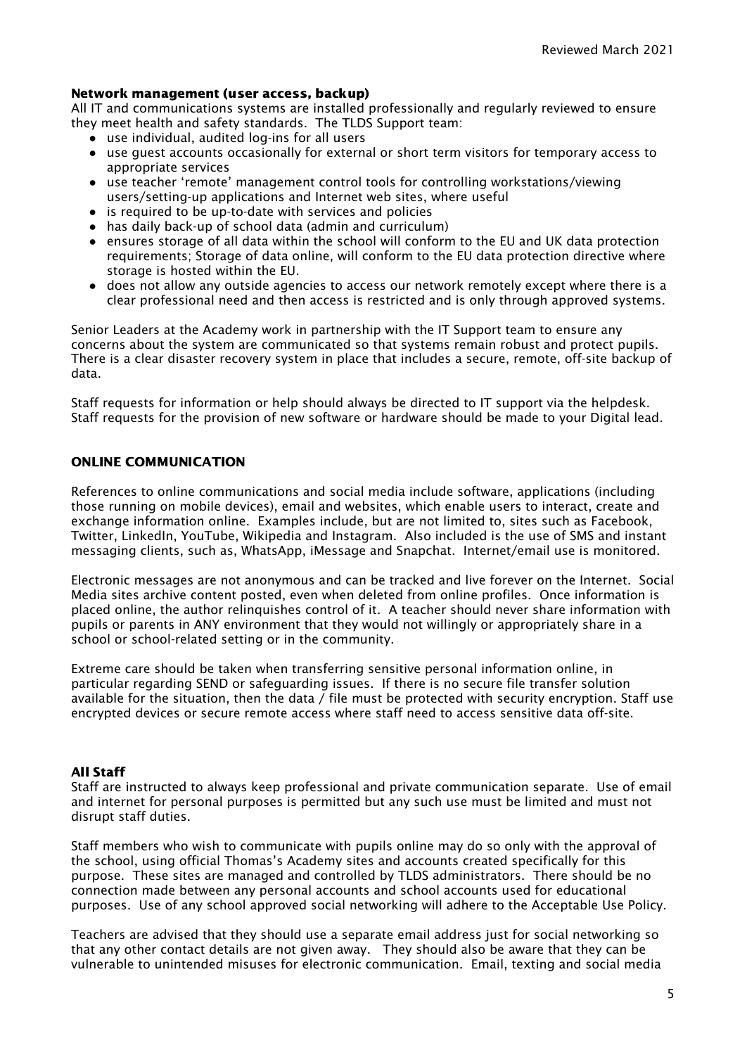### Network management (user access, backup)

All IT and communications systems are installed professionally and regularly reviewed to ensure they meet health and safety standards. The TLDS Support team:

- use individual, audited log-ins for all users
- use guest accounts occasionally for external or short term visitors for temporary access to appropriate services
- use teacher 'remote' management control tools for controlling workstations/viewing users/setting-up applications and Internet web sites, where useful
- is required to be up-to-date with services and policies
- has daily back-up of school data (admin and curriculum)
- ensures storage of all data within the school will conform to the EU and UK data protection requirements; Storage of data online, will conform to the EU data protection directive where storage is hosted within the EU.
- does not allow any outside agencies to access our network remotely except where there is a clear professional need and then access is restricted and is only through approved systems.

Senior Leaders at the Academy work in partnership with the IT Support team to ensure any concerns about the system are communicated so that systems remain robust and protect pupils. There is a clear disaster recovery system in place that includes a secure, remote, off-site backup of data.

Staff requests for information or help should always be directed to IT support via the helpdesk. Staff requests for the provision of new software or hardware should be made to your Digital lead.

## ONLINE COMMUNICATION

References to online communications and social media include software, applications (including those running on mobile devices), email and websites, which enable users to interact, create and exchange information online. Examples include, but are not limited to, sites such as Facebook, Twitter, LinkedIn, YouTube, Wikipedia and Instagram. Also included is the use of SMS and instant messaging clients, such as, WhatsApp, iMessage and Snapchat. Internet/email use is monitored.

Electronic messages are not anonymous and can be tracked and live forever on the Internet. Social Media sites archive content posted, even when deleted from online profiles. Once information is placed online, the author relinquishes control of it. A teacher should never share information with pupils or parents in ANY environment that they would not willingly or appropriately share in a school or school-related setting or in the community.

Extreme care should be taken when transferring sensitive personal information online, in particular regarding SEND or safeguarding issues. If there is no secure file transfer solution available for the situation, then the data / file must be protected with security encryption. Staff use encrypted devices or secure remote access where staff need to access sensitive data off-site.

### All Staff

Staff are instructed to always keep professional and private communication separate. Use of email and internet for personal purposes is permitted but any such use must be limited and must not disrupt staff duties.

Staff members who wish to communicate with pupils online may do so only with the approval of the school, using official Thomas's Academy sites and accounts created specifically for this purpose. These sites are managed and controlled by TLDS administrators. There should be no connection made between any personal accounts and school accounts used for educational purposes. Use of any school approved social networking will adhere to the Acceptable Use Policy.

Teachers are advised that they should use a separate email address just for social networking so that any other contact details are not given away. They should also be aware that they can be vulnerable to unintended misuses for electronic communication. Email, texting and social media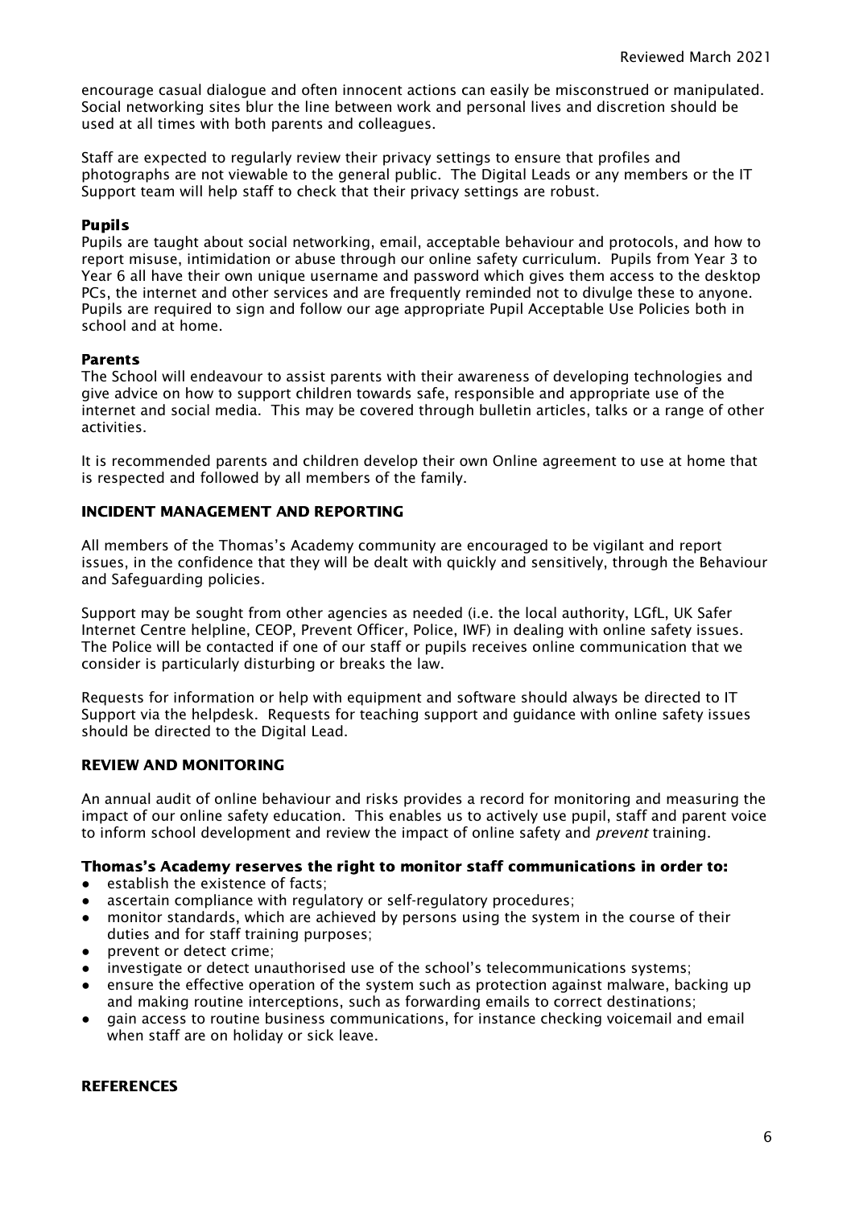encourage casual dialogue and often innocent actions can easily be misconstrued or manipulated. Social networking sites blur the line between work and personal lives and discretion should be used at all times with both parents and colleagues.

Staff are expected to regularly review their privacy settings to ensure that profiles and photographs are not viewable to the general public. The Digital Leads or any members or the IT Support team will help staff to check that their privacy settings are robust.

**Pupils**

Pupils are taught about social networking, email, acceptable behaviour and protocols, and how to report misuse, intimidation or abuse through our online safety curriculum. Pupils from Year 3 to Year 6 all have their own unique username and password which gives them access to the desktop PCs, the internet and other services and are frequently reminded not to divulge these to anyone. Pupils are required to sign and follow our age appropriate Pupil Acceptable Use Policies both in school and at home.

**Parents**

The School will endeavour to assist parents with their awareness of developing technologies and give advice on how to support children towards safe, responsible and appropriate use of the internet and social media. This may be covered through bulletin articles, talks or a range of other activities.

It is recommended parents and children develop their own Online agreement to use at home that is respected and followed by all members of the family.

## INCIDENT MANAGEMENT AND REPORTING

All members of the Thomas's Academy community are encouraged to be vigilant and report issues, in the confidence that they will be dealt with quickly and sensitively, through the Behaviour and Safeguarding policies.

Support may be sought from other agencies as needed (i.e. the local authority, LGfL, UK Safer Internet Centre helpline, CEOP, Prevent Officer, Police, IWF) in dealing with online safety issues. The Police will be contacted if one of our staff or pupils receives online communication that we consider is particularly disturbing or breaks the law.

Requests for information or help with equipment and software should always be directed to IT Support via the helpdesk. Requests for teaching support and guidance with online safety issues should be directed to the Digital Lead.

## REVIEW AND MONITORING

An annual audit of online behaviour and risks provides a record for monitoring and measuring the impact of our online safety education. This enables us to actively use pupil, staff and parent voice to inform school development and review the impact of online safety and *prevent* training.

**Thomas's Academy reserves the right to monitor staff communications in order to:**

- establish the existence of facts;
- ascertain compliance with regulatory or self-regulatory procedures;
- monitor standards, which are achieved by persons using the system in the course of their duties and for staff training purposes;
- prevent or detect crime;
- investigate or detect unauthorised use of the school's telecommunications systems;
- ensure the effective operation of the system such as protection against malware, backing up and making routine interceptions, such as forwarding emails to correct destinations;
- gain access to routine business communications, for instance checking voicemail and email when staff are on holiday or sick leave.

## REFERENCES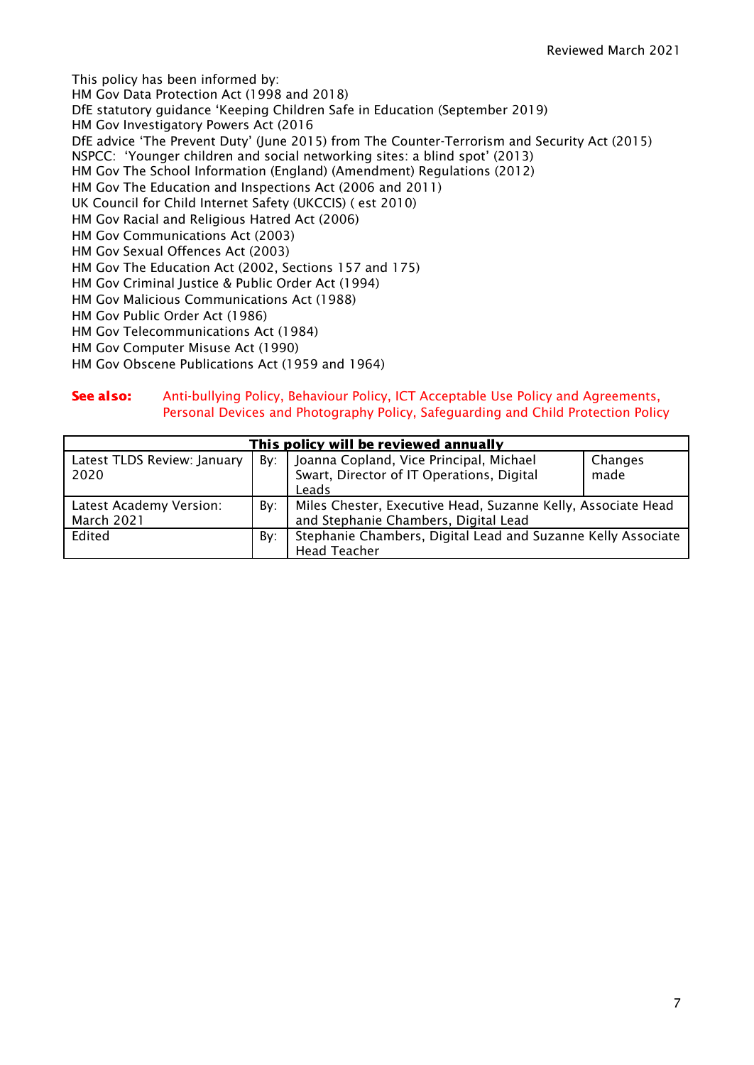Reviewed March 2021

This policy has been informed by:
HM Gov Data Protection Act (1998 and 2018)
DfE statutory guidance 'Keeping Children Safe in Education (September 2019)
HM Gov Investigatory Powers Act (2016
DfE advice 'The Prevent Duty' (June 2015) from The Counter-Terrorism and Security Act (2015)
NSPCC: 'Younger children and social networking sites: a blind spot' (2013)
HM Gov The School Information (England) (Amendment) Regulations (2012)
HM Gov The Education and Inspections Act (2006 and 2011)
UK Council for Child Internet Safety (UKCCIS) ( est 2010)
HM Gov Racial and Religious Hatred Act (2006)
HM Gov Communications Act (2003)
HM Gov Sexual Offences Act (2003)
HM Gov The Education Act (2002, Sections 157 and 175)
HM Gov Criminal Justice & Public Order Act (1994)
HM Gov Malicious Communications Act (1988)
HM Gov Public Order Act (1986)
HM Gov Telecommunications Act (1984)
HM Gov Computer Misuse Act (1990)
HM Gov Obscene Publications Act (1959 and 1964)

**See also:** Anti-bullying Policy, Behaviour Policy, ICT Acceptable Use Policy and Agreements, Personal Devices and Photography Policy, Safeguarding and Child Protection Policy

| **This policy will be reviewed annually** | | | |
|---|---|---|---|
| Latest TLDS Review: January 2020 | By: | Joanna Copland, Vice Principal, Michael Swart, Director of IT Operations, Digital Leads | Changes made |
| Latest Academy Version: March 2021 | By: | Miles Chester, Executive Head, Suzanne Kelly, Associate Head and Stephanie Chambers, Digital Lead | |
| Edited | By: | Stephanie Chambers, Digital Lead and Suzanne Kelly Associate Head Teacher | |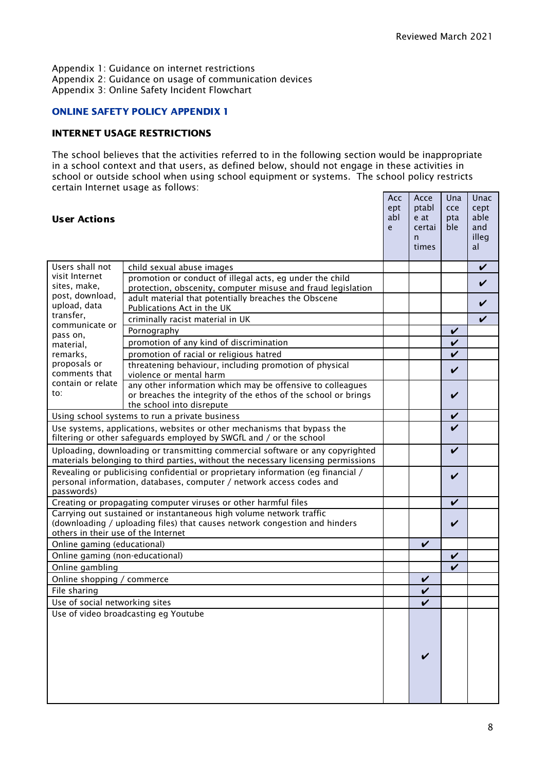Reviewed March 2021

Appendix 1: Guidance on internet restrictions
Appendix 2: Guidance on usage of communication devices
Appendix 3: Online Safety Incident Flowchart

## ONLINE SAFETY POLICY APPENDIX 1

### INTERNET USAGE RESTRICTIONS

The school believes that the activities referred to in the following section would be inappropriate in a school context and that users, as defined below, should not engage in these activities in school or outside school when using school equipment or systems. The school policy restricts certain Internet usage as follows:

| **User Actions** | | Acceptable | Acceptable at certain times | Unacceptable | Unacceptable and illegal |
|---|---|---|---|---|---|
| Users shall not visit Internet sites, make, post, download, upload, data transfer, communicate or pass on, material, remarks, proposals or comments that contain or relate to: | child sexual abuse images | | | | ✔ |
| | promotion or conduct of illegal acts, eg under the child protection, obscenity, computer misuse and fraud legislation | | | | ✔ |
| | adult material that potentially breaches the Obscene Publications Act in the UK | | | | ✔ |
| | criminally racist material in UK | | | | ✔ |
| | Pornography | | | ✔ | |
| | promotion of any kind of discrimination | | | ✔ | |
| | promotion of racial or religious hatred | | | ✔ | |
| | threatening behaviour, including promotion of physical violence or mental harm | | | ✔ | |
| | any other information which may be offensive to colleagues or breaches the integrity of the ethos of the school or brings the school into disrepute | | | ✔ | |
| Using school systems to run a private business | | | | ✔ | |
| Use systems, applications, websites or other mechanisms that bypass the filtering or other safeguards employed by SWGfL and / or the school | | | | ✔ | |
| Uploading, downloading or transmitting commercial software or any copyrighted materials belonging to third parties, without the necessary licensing permissions | | | | ✔ | |
| Revealing or publicising confidential or proprietary information (eg financial / personal information, databases, computer / network access codes and passwords) | | | | ✔ | |
| Creating or propagating computer viruses or other harmful files | | | | ✔ | |
| Carrying out sustained or instantaneous high volume network traffic (downloading / uploading files) that causes network congestion and hinders others in their use of the Internet | | | | ✔ | |
| Online gaming (educational) | | | ✔ | | |
| Online gaming (non-educational) | | | | ✔ | |
| Online gambling | | | | ✔ | |
| Online shopping / commerce | | | ✔ | | |
| File sharing | | | ✔ | | |
| Use of social networking sites | | | ✔ | | |
| Use of video broadcasting eg Youtube | | | ✔ | | |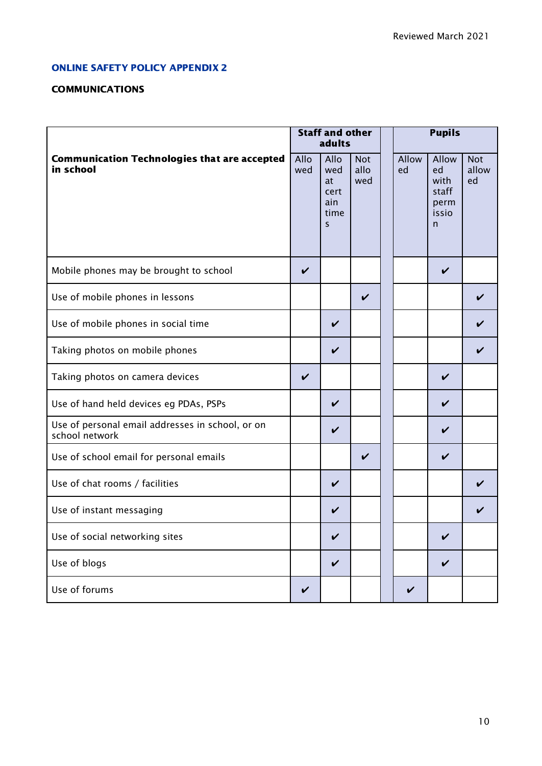## ONLINE SAFETY POLICY APPENDIX 2

**COMMUNICATIONS**

| **Communication Technologies that are accepted in school** | **Staff and other adults** | | | | **Pupils** | | |
|---|---|---|---|---|---|---|---|
| | Allowed | Allowed at certain times | Not allowed | | Allowed | Allowed with staff permission | Not allowed |
| Mobile phones may be brought to school | ✔ | | | | | ✔ | |
| Use of mobile phones in lessons | | | ✔ | | | | ✔ |
| Use of mobile phones in social time | | ✔ | | | | | ✔ |
| Taking photos on mobile phones | | ✔ | | | | | ✔ |
| Taking photos on camera devices | ✔ | | | | | ✔ | |
| Use of hand held devices eg PDAs, PSPs | | ✔ | | | | ✔ | |
| Use of personal email addresses in school, or on school network | | ✔ | | | | ✔ | |
| Use of school email for personal emails | | | ✔ | | | ✔ | |
| Use of chat rooms / facilities | | ✔ | | | | | ✔ |
| Use of instant messaging | | ✔ | | | | | ✔ |
| Use of social networking sites | | ✔ | | | | ✔ | |
| Use of blogs | | ✔ | | | | ✔ | |
| Use of forums | ✔ | | | | ✔ | | |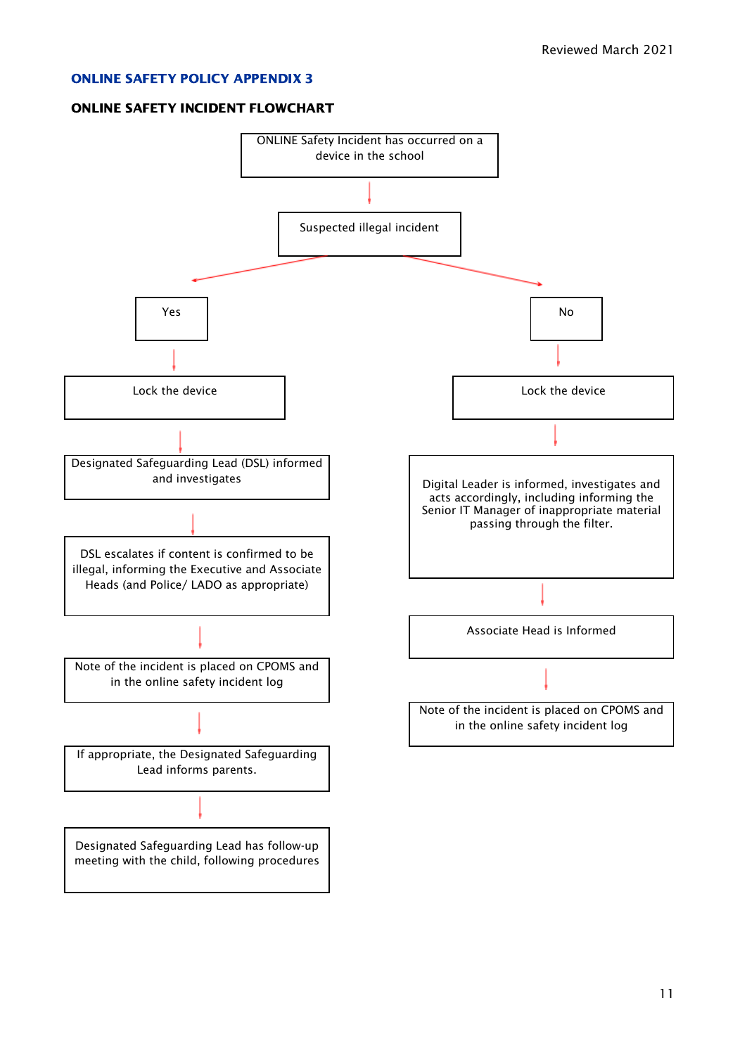Reviewed March 2021

## ONLINE SAFETY POLICY APPENDIX 3

### ONLINE SAFETY INCIDENT FLOWCHART

ONLINE Safety Incident has occurred on a device in the school

Suspected illegal incident

Yes

Lock the device

Designated Safeguarding Lead (DSL) informed and investigates

DSL escalates if content is confirmed to be illegal, informing the Executive and Associate Heads (and Police/ LADO as appropriate)

Note of the incident is placed on CPOMS and in the online safety incident log

If appropriate, the Designated Safeguarding Lead informs parents.

Designated Safeguarding Lead has follow-up meeting with the child, following procedures

No

Lock the device

Digital Leader is informed, investigates and acts accordingly, including informing the Senior IT Manager of inappropriate material passing through the filter.

Associate Head is Informed

Note of the incident is placed on CPOMS and in the online safety incident log